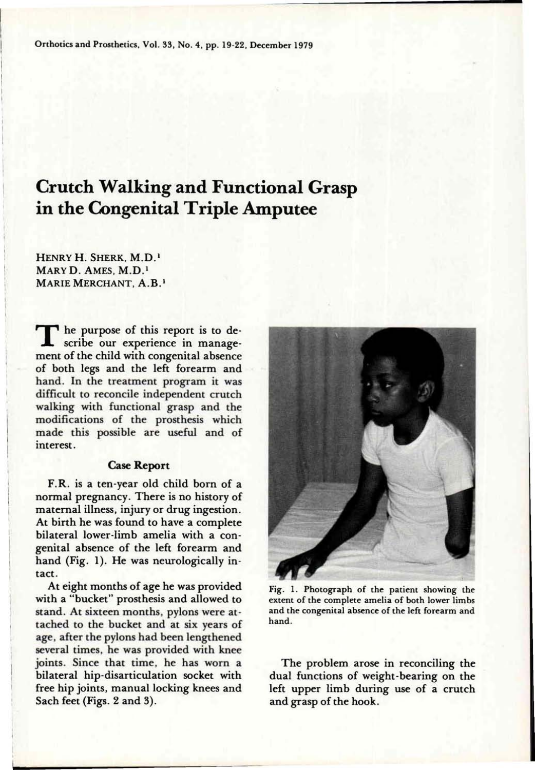# Crutch Walking and Functional Grasp in the Congenital Triple Amputee

HENRY H. SHERK, M.D.[1]
MARY D. AMES, M.D.[1]
MARIE MERCHANT, A.B.[1]

The purpose of this report is to describe our experience in management of the child with congenital absence of both legs and the left forearm and hand. In the treatment program it was difficult to reconcile independent crutch walking with functional grasp and the modifications of the prosthesis which made this possible are useful and of interest.

## Case Report

F.R. is a ten-year old child born of a normal pregnancy. There is no history of maternal illness, injury or drug ingestion. At birth he was found to have a complete bilateral lower-limb amelia with a congenital absence of the left forearm and hand (Fig. 1). He was neurologically intact.

At eight months of age he was provided with a "bucket" prosthesis and allowed to stand. At sixteen months, pylons were attached to the bucket and at six years of age, after the pylons had been lengthened several times, he was provided with knee joints. Since that time, he has worn a bilateral hip-disarticulation socket with free hip joints, manual locking knees and Sach feet (Figs. 2 and 3).

Fig. 1. Photograph of the patient showing the extent of the complete amelia of both lower limbs and the congenital absence of the left forearm and hand.

The problem arose in reconciling the dual functions of weight-bearing on the left upper limb during use of a crutch and grasp of the hook.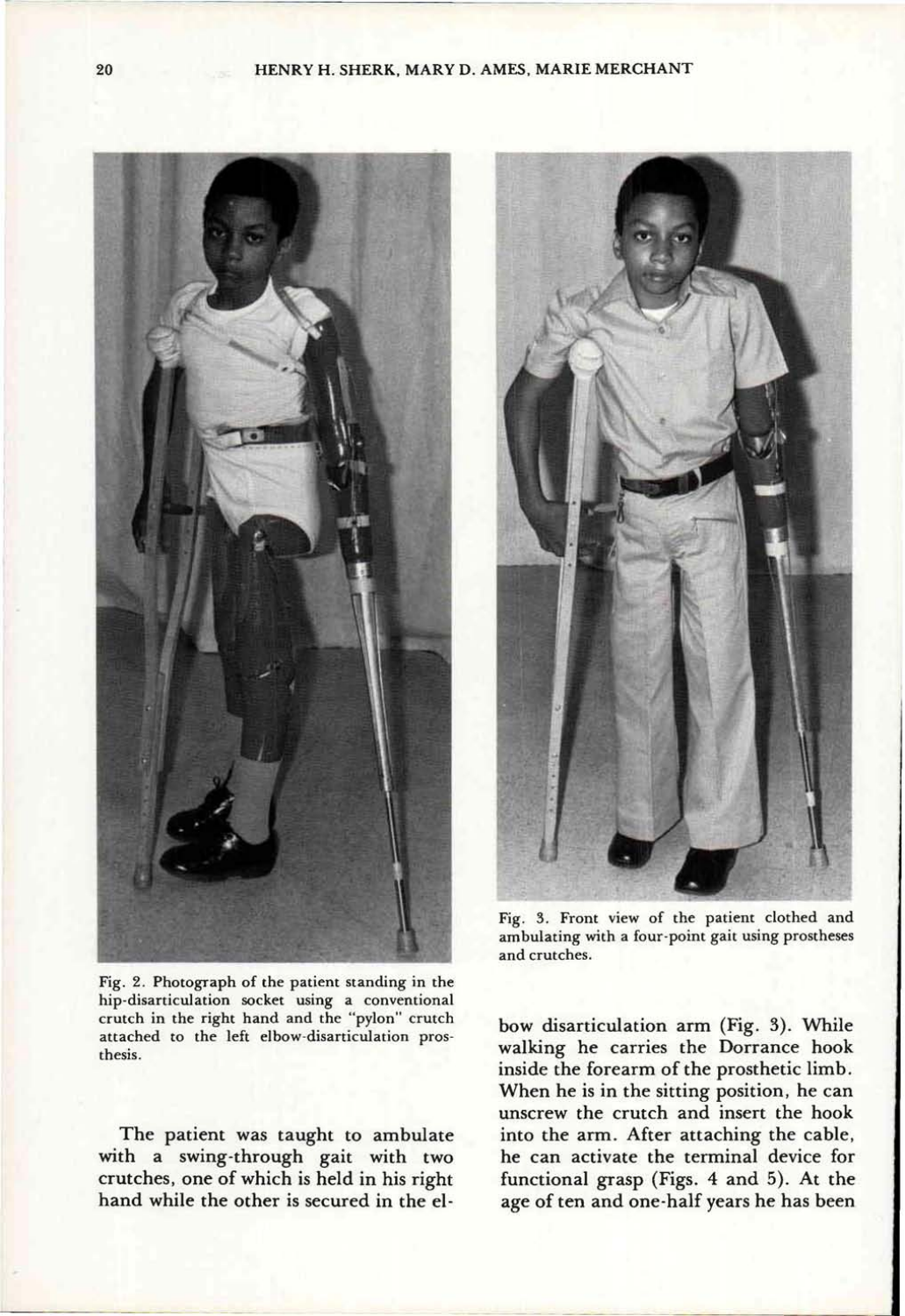Fig. 2. Photograph of the patient standing in the hip-disarticulation socket using a conventional crutch in the right hand and the "pylon" crutch attached to the left elbow-disarticulation prosthesis.

Fig. 3. Front view of the patient clothed and ambulating with a four-point gait using prostheses and crutches.

The patient was taught to ambulate with a swing-through gait with two crutches, one of which is held in his right hand while the other is secured in the elbow disarticulation arm (Fig. 3). While walking he carries the Dorrance hook inside the forearm of the prosthetic limb. When he is in the sitting position, he can unscrew the crutch and insert the hook into the arm. After attaching the cable, he can activate the terminal device for functional grasp (Figs. 4 and 5). At the age of ten and one-half years he has been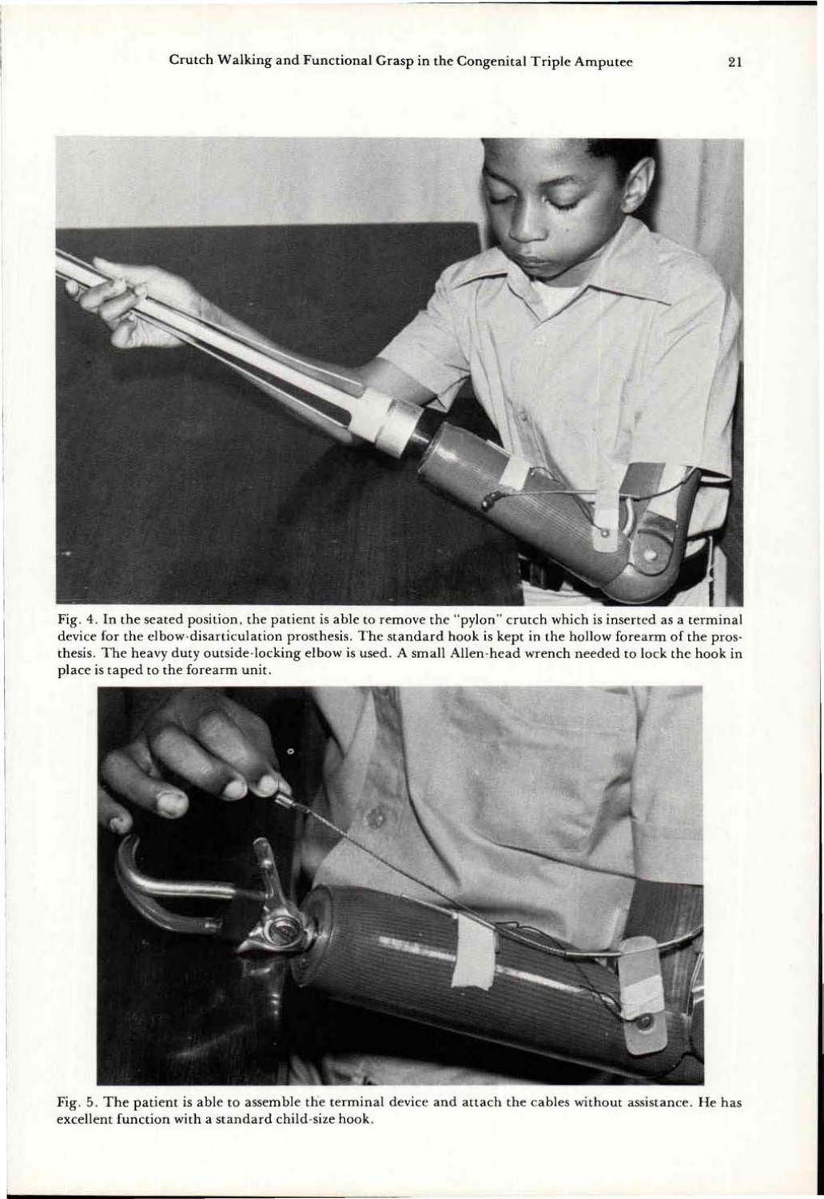Fig. 4. In the seated position, the patient is able to remove the "pylon" crutch which is inserted as a terminal device for the elbow-disarticulation prosthesis. The standard hook is kept in the hollow forearm of the prosthesis. The heavy duty outside-locking elbow is used. A small Allen-head wrench needed to lock the hook in place is taped to the forearm unit.

Fig. 5. The patient is able to assemble the terminal device and attach the cables without assistance. He has excellent function with a standard child-size hook.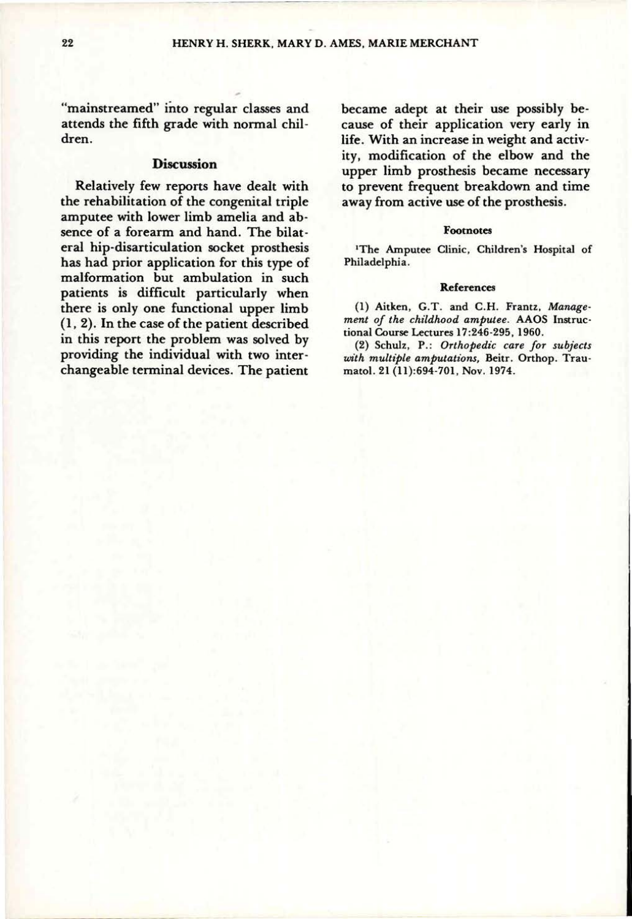"mainstreamed" into regular classes and attends the fifth grade with normal children.

## Discussion

Relatively few reports have dealt with the rehabilitation of the congenital triple amputee with lower limb amelia and absence of a forearm and hand. The bilateral hip-disarticulation socket prosthesis has had prior application for this type of malformation but ambulation in such patients is difficult particularly when there is only one functional upper limb (1, 2). In the case of the patient described in this report the problem was solved by providing the individual with two interchangeable terminal devices. The patient became adept at their use possibly because of their application very early in life. With an increase in weight and activity, modification of the elbow and the upper limb prosthesis became necessary to prevent frequent breakdown and time away from active use of the prosthesis.

### Footnotes

[1]The Amputee Clinic, Children's Hospital of Philadelphia.

### References

(1) Aitken, G.T. and C.H. Frantz, *Management of the childhood amputee.* AAOS Instructional Course Lectures 17:246-295, 1960.

(2) Schulz, P.: *Orthopedic care for subjects with multiple amputations,* Beitr. Orthop. Traumatol. 21 (11):694-701, Nov. 1974.